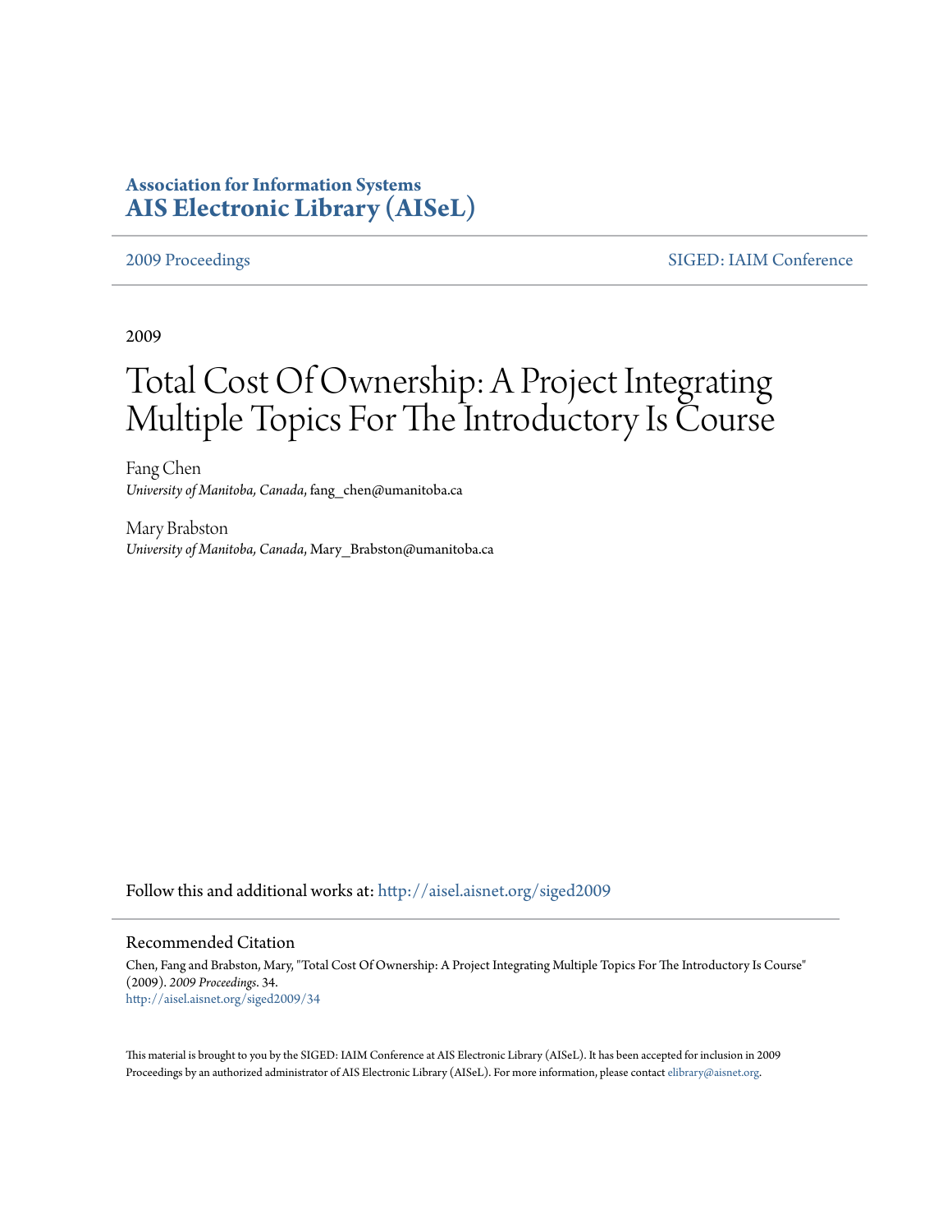**Association for Information Systems**
**AIS Electronic Library (AISeL)**

2009 Proceedings | SIGED: IAIM Conference

2009

# Total Cost Of Ownership: A Project Integrating Multiple Topics For The Introductory Is Course

Fang Chen
*University of Manitoba, Canada*, fang_chen@umanitoba.ca

Mary Brabston
*University of Manitoba, Canada*, Mary_Brabston@umanitoba.ca

Follow this and additional works at: http://aisel.aisnet.org/siged2009

## Recommended Citation

Chen, Fang and Brabston, Mary, "Total Cost Of Ownership: A Project Integrating Multiple Topics For The Introductory Is Course" (2009). *2009 Proceedings*. 34.
http://aisel.aisnet.org/siged2009/34

This material is brought to you by the SIGED: IAIM Conference at AIS Electronic Library (AISeL). It has been accepted for inclusion in 2009 Proceedings by an authorized administrator of AIS Electronic Library (AISeL). For more information, please contact elibrary@aisnet.org.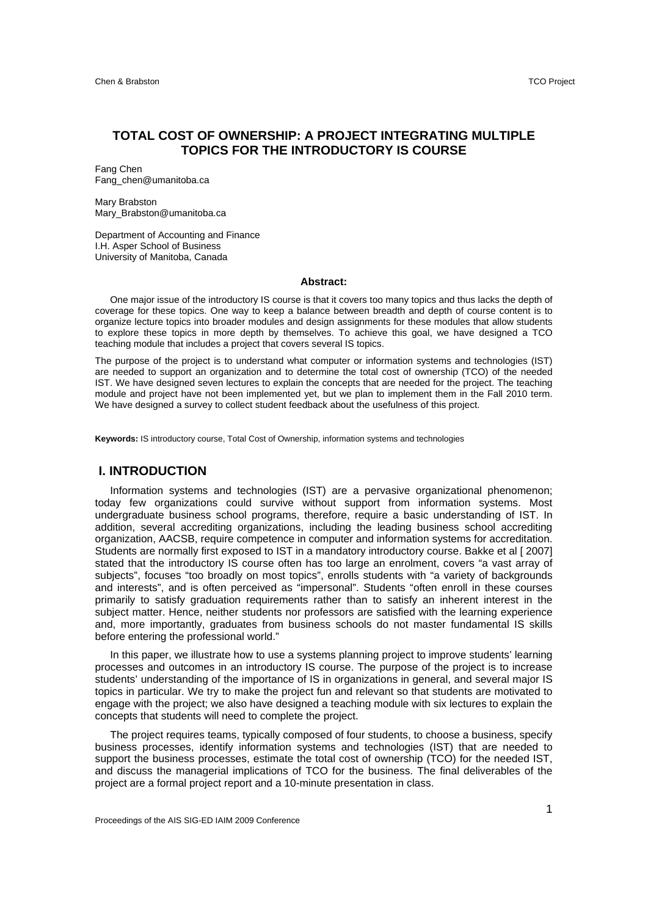# TOTAL COST OF OWNERSHIP: A PROJECT INTEGRATING MULTIPLE TOPICS FOR THE INTRODUCTORY IS COURSE

Fang Chen
Fang_chen@umanitoba.ca

Mary Brabston
Mary_Brabston@umanitoba.ca

Department of Accounting and Finance
I.H. Asper School of Business
University of Manitoba, Canada

### Abstract:

One major issue of the introductory IS course is that it covers too many topics and thus lacks the depth of coverage for these topics. One way to keep a balance between breadth and depth of course content is to organize lecture topics into broader modules and design assignments for these modules that allow students to explore these topics in more depth by themselves. To achieve this goal, we have designed a TCO teaching module that includes a project that covers several IS topics.

The purpose of the project is to understand what computer or information systems and technologies (IST) are needed to support an organization and to determine the total cost of ownership (TCO) of the needed IST. We have designed seven lectures to explain the concepts that are needed for the project. The teaching module and project have not been implemented yet, but we plan to implement them in the Fall 2010 term. We have designed a survey to collect student feedback about the usefulness of this project.

**Keywords:** IS introductory course, Total Cost of Ownership, information systems and technologies

## I. INTRODUCTION

Information systems and technologies (IST) are a pervasive organizational phenomenon; today few organizations could survive without support from information systems. Most undergraduate business school programs, therefore, require a basic understanding of IST. In addition, several accrediting organizations, including the leading business school accrediting organization, AACSB, require competence in computer and information systems for accreditation. Students are normally first exposed to IST in a mandatory introductory course. Bakke et al [ 2007] stated that the introductory IS course often has too large an enrolment, covers "a vast array of subjects", focuses "too broadly on most topics", enrolls students with "a variety of backgrounds and interests", and is often perceived as "impersonal". Students "often enroll in these courses primarily to satisfy graduation requirements rather than to satisfy an inherent interest in the subject matter. Hence, neither students nor professors are satisfied with the learning experience and, more importantly, graduates from business schools do not master fundamental IS skills before entering the professional world."

In this paper, we illustrate how to use a systems planning project to improve students' learning processes and outcomes in an introductory IS course. The purpose of the project is to increase students' understanding of the importance of IS in organizations in general, and several major IS topics in particular. We try to make the project fun and relevant so that students are motivated to engage with the project; we also have designed a teaching module with six lectures to explain the concepts that students will need to complete the project.

The project requires teams, typically composed of four students, to choose a business, specify business processes, identify information systems and technologies (IST) that are needed to support the business processes, estimate the total cost of ownership (TCO) for the needed IST, and discuss the managerial implications of TCO for the business. The final deliverables of the project are a formal project report and a 10-minute presentation in class.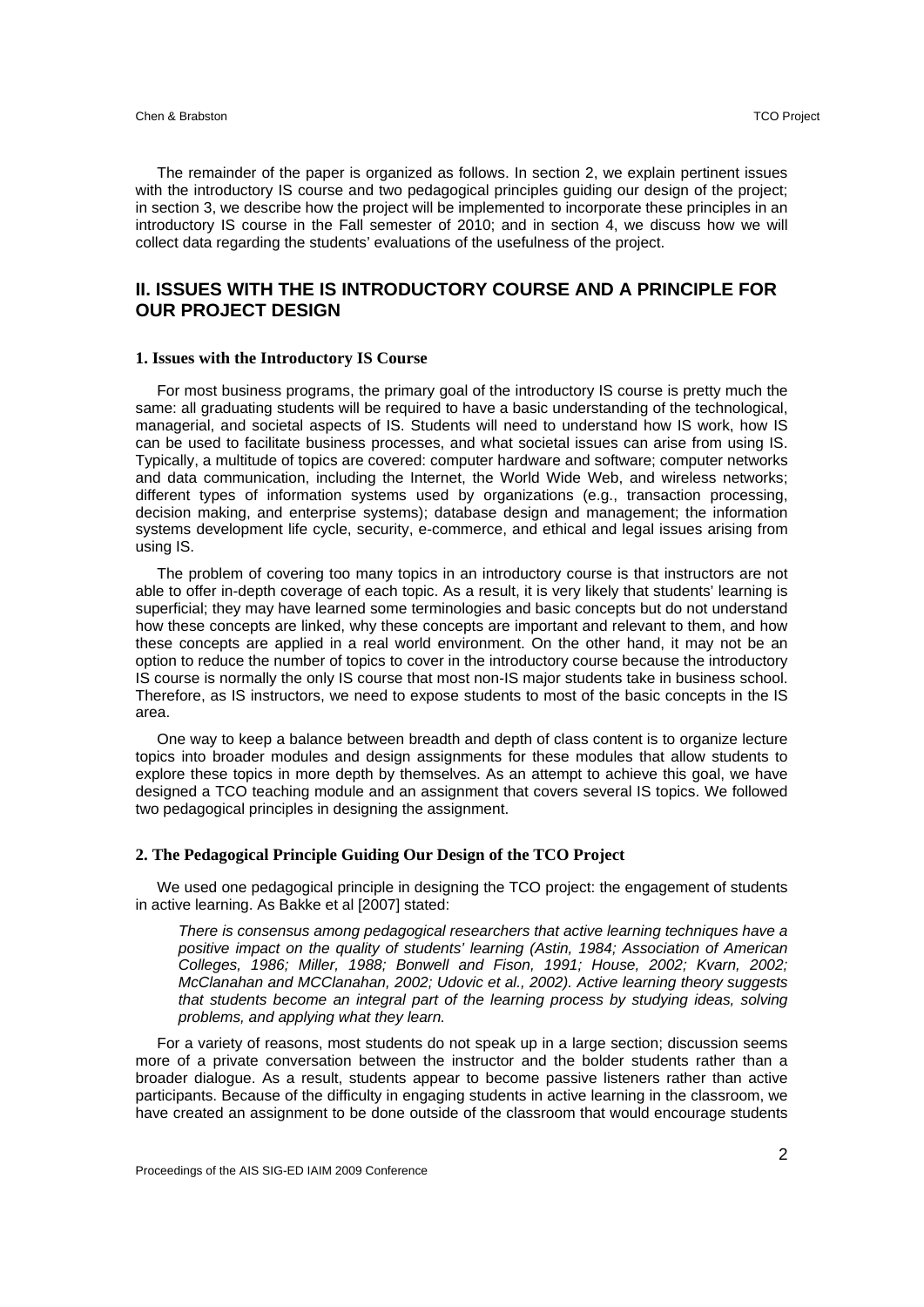The remainder of the paper is organized as follows. In section 2, we explain pertinent issues with the introductory IS course and two pedagogical principles guiding our design of the project; in section 3, we describe how the project will be implemented to incorporate these principles in an introductory IS course in the Fall semester of 2010; and in section 4, we discuss how we will collect data regarding the students' evaluations of the usefulness of the project.

## II. ISSUES WITH THE IS INTRODUCTORY COURSE AND A PRINCIPLE FOR OUR PROJECT DESIGN

### 1. Issues with the Introductory IS Course

For most business programs, the primary goal of the introductory IS course is pretty much the same: all graduating students will be required to have a basic understanding of the technological, managerial, and societal aspects of IS. Students will need to understand how IS work, how IS can be used to facilitate business processes, and what societal issues can arise from using IS. Typically, a multitude of topics are covered: computer hardware and software; computer networks and data communication, including the Internet, the World Wide Web, and wireless networks; different types of information systems used by organizations (e.g., transaction processing, decision making, and enterprise systems); database design and management; the information systems development life cycle, security, e-commerce, and ethical and legal issues arising from using IS.

The problem of covering too many topics in an introductory course is that instructors are not able to offer in-depth coverage of each topic. As a result, it is very likely that students' learning is superficial; they may have learned some terminologies and basic concepts but do not understand how these concepts are linked, why these concepts are important and relevant to them, and how these concepts are applied in a real world environment. On the other hand, it may not be an option to reduce the number of topics to cover in the introductory course because the introductory IS course is normally the only IS course that most non-IS major students take in business school. Therefore, as IS instructors, we need to expose students to most of the basic concepts in the IS area.

One way to keep a balance between breadth and depth of class content is to organize lecture topics into broader modules and design assignments for these modules that allow students to explore these topics in more depth by themselves. As an attempt to achieve this goal, we have designed a TCO teaching module and an assignment that covers several IS topics. We followed two pedagogical principles in designing the assignment.

### 2. The Pedagogical Principle Guiding Our Design of the TCO Project

We used one pedagogical principle in designing the TCO project: the engagement of students in active learning. As Bakke et al [2007] stated:

> *There is consensus among pedagogical researchers that active learning techniques have a positive impact on the quality of students' learning (Astin, 1984; Association of American Colleges, 1986; Miller, 1988; Bonwell and Fison, 1991; House, 2002; Kvarn, 2002; McClanahan and MCClanahan, 2002; Udovic et al., 2002). Active learning theory suggests that students become an integral part of the learning process by studying ideas, solving problems, and applying what they learn.*

For a variety of reasons, most students do not speak up in a large section; discussion seems more of a private conversation between the instructor and the bolder students rather than a broader dialogue. As a result, students appear to become passive listeners rather than active participants. Because of the difficulty in engaging students in active learning in the classroom, we have created an assignment to be done outside of the classroom that would encourage students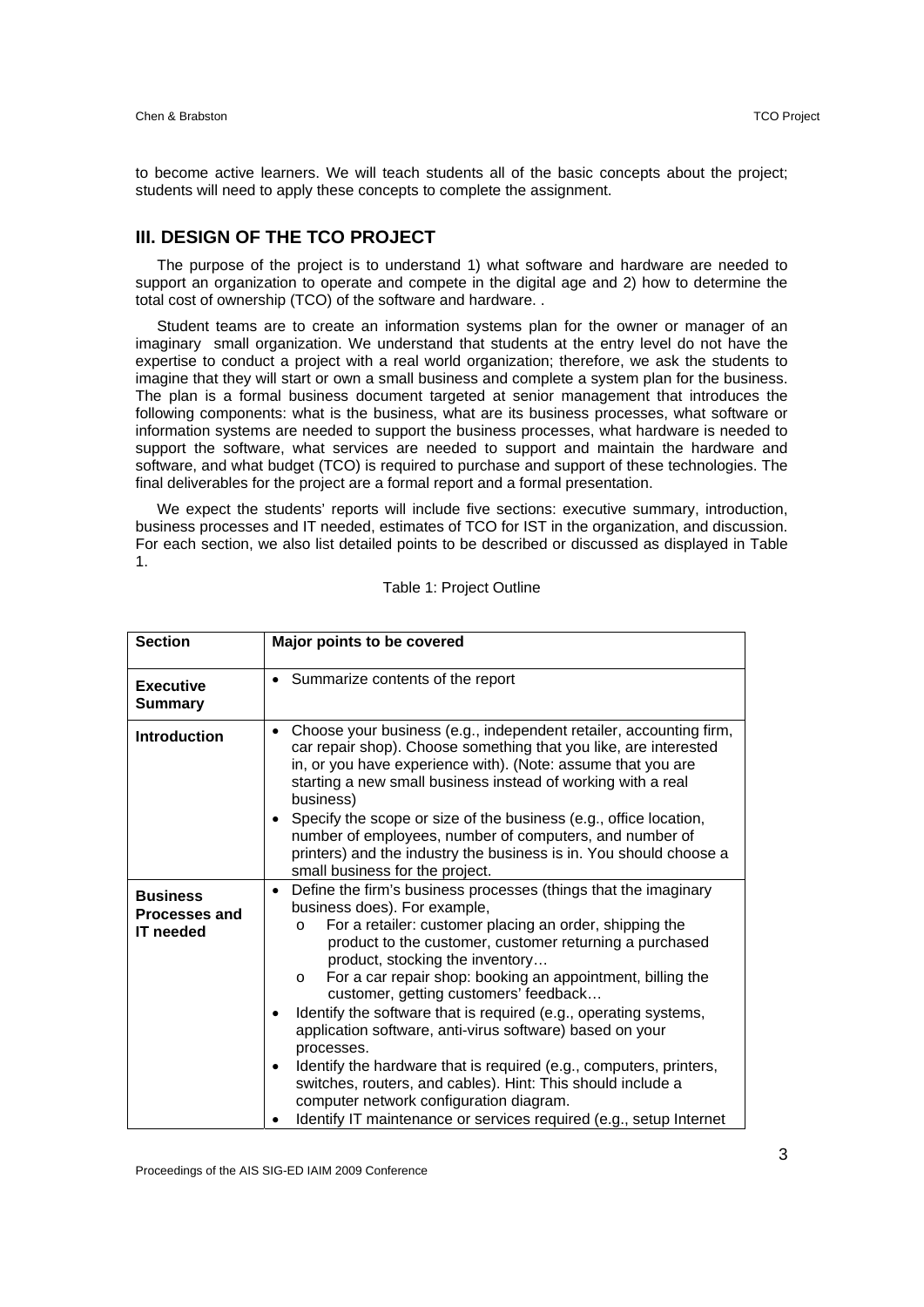to become active learners. We will teach students all of the basic concepts about the project; students will need to apply these concepts to complete the assignment.

## III. DESIGN OF THE TCO PROJECT

The purpose of the project is to understand 1) what software and hardware are needed to support an organization to operate and compete in the digital age and 2) how to determine the total cost of ownership (TCO) of the software and hardware. .

Student teams are to create an information systems plan for the owner or manager of an imaginary small organization. We understand that students at the entry level do not have the expertise to conduct a project with a real world organization; therefore, we ask the students to imagine that they will start or own a small business and complete a system plan for the business. The plan is a formal business document targeted at senior management that introduces the following components: what is the business, what are its business processes, what software or information systems are needed to support the business processes, what hardware is needed to support the software, what services are needed to support and maintain the hardware and software, and what budget (TCO) is required to purchase and support of these technologies. The final deliverables for the project are a formal report and a formal presentation.

We expect the students' reports will include five sections: executive summary, introduction, business processes and IT needed, estimates of TCO for IST in the organization, and discussion. For each section, we also list detailed points to be described or discussed as displayed in Table 1.

Table 1: Project Outline

| Section | Major points to be covered |
|---|---|
| **Executive Summary** | • Summarize contents of the report |
| **Introduction** | • Choose your business (e.g., independent retailer, accounting firm, car repair shop). Choose something that you like, are interested in, or you have experience with). (Note: assume that you are starting a new small business instead of working with a real business)<br>• Specify the scope or size of the business (e.g., office location, number of employees, number of computers, and number of printers) and the industry the business is in. You should choose a small business for the project. |
| **Business Processes and IT needed** | • Define the firm's business processes (things that the imaginary business does). For example,<br>o For a retailer: customer placing an order, shipping the product to the customer, customer returning a purchased product, stocking the inventory…<br>o For a car repair shop: booking an appointment, billing the customer, getting customers' feedback…<br>• Identify the software that is required (e.g., operating systems, application software, anti-virus software) based on your processes.<br>• Identify the hardware that is required (e.g., computers, printers, switches, routers, and cables). Hint: This should include a computer network configuration diagram.<br>• Identify IT maintenance or services required (e.g., setup Internet |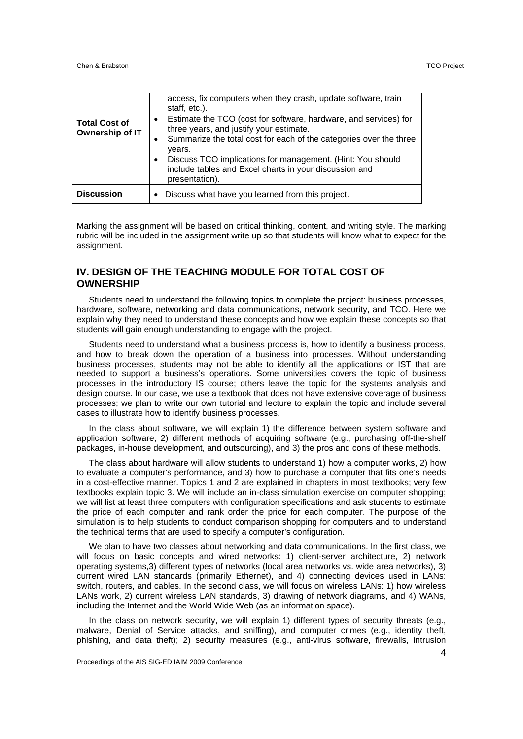| | |
|---|---|
| | access, fix computers when they crash, update software, train staff, etc.). |
| **Total Cost of Ownership of IT** | • Estimate the TCO (cost for software, hardware, and services) for three years, and justify your estimate.<br>• Summarize the total cost for each of the categories over the three years.<br>• Discuss TCO implications for management. (Hint: You should include tables and Excel charts in your discussion and presentation). |
| **Discussion** | • Discuss what have you learned from this project. |

Marking the assignment will be based on critical thinking, content, and writing style. The marking rubric will be included in the assignment write up so that students will know what to expect for the assignment.

## IV. DESIGN OF THE TEACHING MODULE FOR TOTAL COST OF OWNERSHIP

Students need to understand the following topics to complete the project: business processes, hardware, software, networking and data communications, network security, and TCO. Here we explain why they need to understand these concepts and how we explain these concepts so that students will gain enough understanding to engage with the project.

Students need to understand what a business process is, how to identify a business process, and how to break down the operation of a business into processes. Without understanding business processes, students may not be able to identify all the applications or IST that are needed to support a business's operations. Some universities covers the topic of business processes in the introductory IS course; others leave the topic for the systems analysis and design course. In our case, we use a textbook that does not have extensive coverage of business processes; we plan to write our own tutorial and lecture to explain the topic and include several cases to illustrate how to identify business processes.

In the class about software, we will explain 1) the difference between system software and application software, 2) different methods of acquiring software (e.g., purchasing off-the-shelf packages, in-house development, and outsourcing), and 3) the pros and cons of these methods.

The class about hardware will allow students to understand 1) how a computer works, 2) how to evaluate a computer's performance, and 3) how to purchase a computer that fits one's needs in a cost-effective manner. Topics 1 and 2 are explained in chapters in most textbooks; very few textbooks explain topic 3. We will include an in-class simulation exercise on computer shopping; we will list at least three computers with configuration specifications and ask students to estimate the price of each computer and rank order the price for each computer. The purpose of the simulation is to help students to conduct comparison shopping for computers and to understand the technical terms that are used to specify a computer's configuration.

We plan to have two classes about networking and data communications. In the first class, we will focus on basic concepts and wired networks: 1) client-server architecture, 2) network operating systems,3) different types of networks (local area networks vs. wide area networks), 3) current wired LAN standards (primarily Ethernet), and 4) connecting devices used in LANs: switch, routers, and cables. In the second class, we will focus on wireless LANs: 1) how wireless LANs work, 2) current wireless LAN standards, 3) drawing of network diagrams, and 4) WANs, including the Internet and the World Wide Web (as an information space).

In the class on network security, we will explain 1) different types of security threats (e.g., malware, Denial of Service attacks, and sniffing), and computer crimes (e.g., identity theft, phishing, and data theft); 2) security measures (e.g., anti-virus software, firewalls, intrusion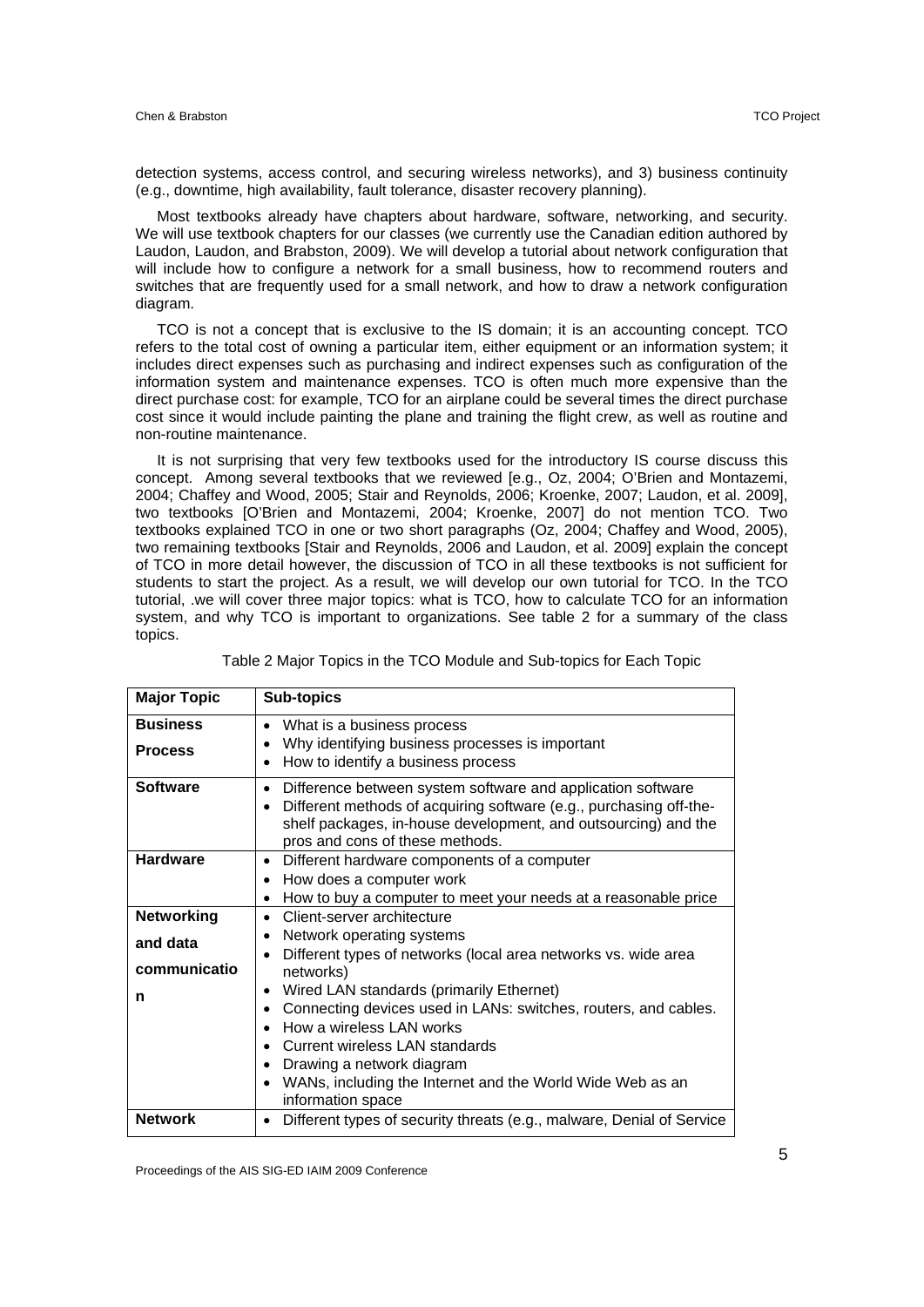detection systems, access control, and securing wireless networks), and 3) business continuity (e.g., downtime, high availability, fault tolerance, disaster recovery planning).

Most textbooks already have chapters about hardware, software, networking, and security. We will use textbook chapters for our classes (we currently use the Canadian edition authored by Laudon, Laudon, and Brabston, 2009). We will develop a tutorial about network configuration that will include how to configure a network for a small business, how to recommend routers and switches that are frequently used for a small network, and how to draw a network configuration diagram.

TCO is not a concept that is exclusive to the IS domain; it is an accounting concept. TCO refers to the total cost of owning a particular item, either equipment or an information system; it includes direct expenses such as purchasing and indirect expenses such as configuration of the information system and maintenance expenses. TCO is often much more expensive than the direct purchase cost: for example, TCO for an airplane could be several times the direct purchase cost since it would include painting the plane and training the flight crew, as well as routine and non-routine maintenance.

It is not surprising that very few textbooks used for the introductory IS course discuss this concept. Among several textbooks that we reviewed [e.g., Oz, 2004; O'Brien and Montazemi, 2004; Chaffey and Wood, 2005; Stair and Reynolds, 2006; Kroenke, 2007; Laudon, et al. 2009], two textbooks [O'Brien and Montazemi, 2004; Kroenke, 2007] do not mention TCO. Two textbooks explained TCO in one or two short paragraphs (Oz, 2004; Chaffey and Wood, 2005), two remaining textbooks [Stair and Reynolds, 2006 and Laudon, et al. 2009] explain the concept of TCO in more detail however, the discussion of TCO in all these textbooks is not sufficient for students to start the project. As a result, we will develop our own tutorial for TCO. In the TCO tutorial, .we will cover three major topics: what is TCO, how to calculate TCO for an information system, and why TCO is important to organizations. See table 2 for a summary of the class topics.

Table 2 Major Topics in the TCO Module and Sub-topics for Each Topic

| Major Topic | Sub-topics |
|---|---|
| **Business Process** | • What is a business process<br>• Why identifying business processes is important<br>• How to identify a business process |
| **Software** | • Difference between system software and application software<br>• Different methods of acquiring software (e.g., purchasing off-the-shelf packages, in-house development, and outsourcing) and the pros and cons of these methods. |
| **Hardware** | • Different hardware components of a computer<br>• How does a computer work<br>• How to buy a computer to meet your needs at a reasonable price |
| **Networking and data communication** | • Client-server architecture<br>• Network operating systems<br>• Different types of networks (local area networks vs. wide area networks)<br>• Wired LAN standards (primarily Ethernet)<br>• Connecting devices used in LANs: switches, routers, and cables.<br>• How a wireless LAN works<br>• Current wireless LAN standards<br>• Drawing a network diagram<br>• WANs, including the Internet and the World Wide Web as an information space |
| **Network** | • Different types of security threats (e.g., malware, Denial of Service |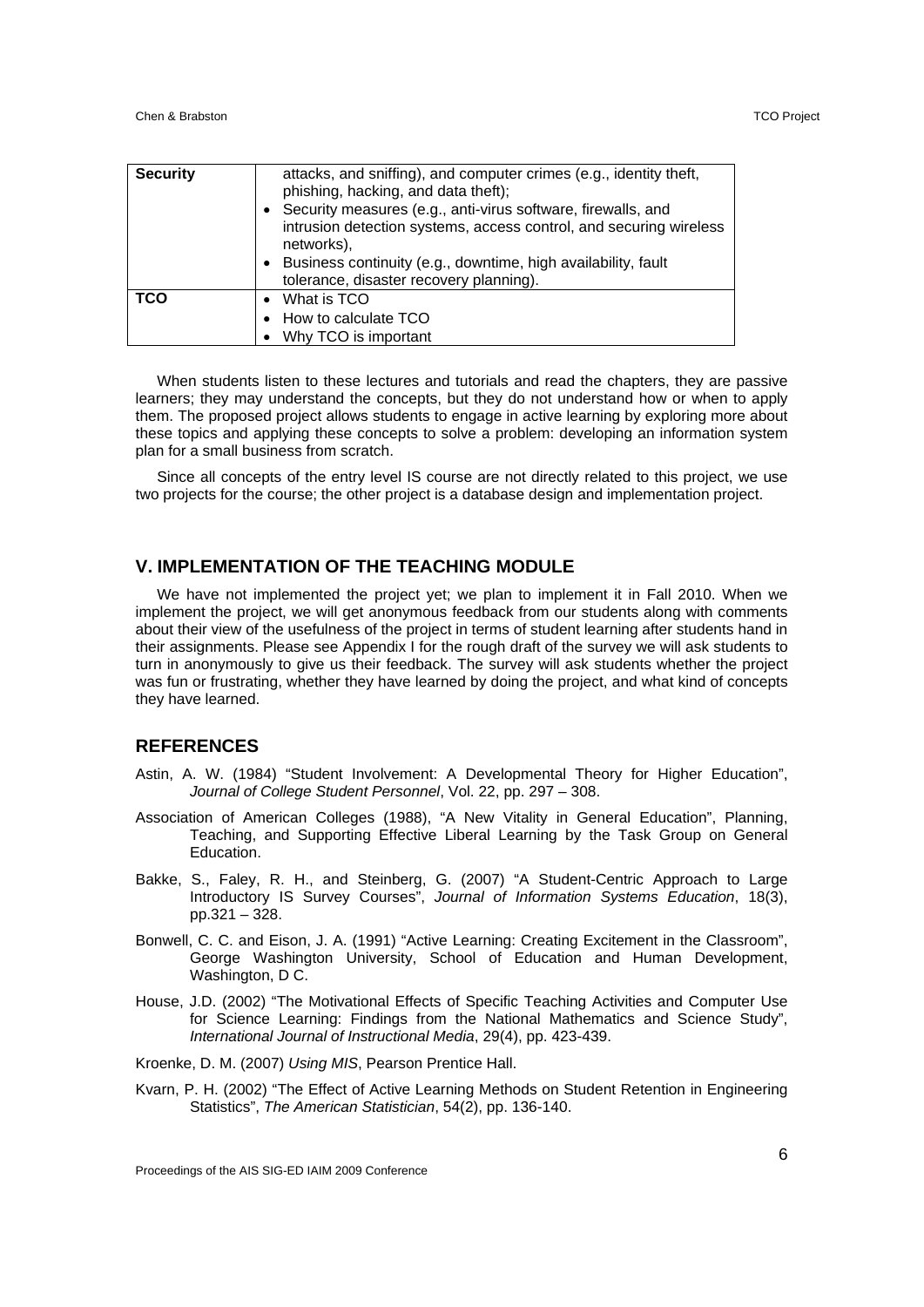| | |
|---|---|
| **Security** | attacks, and sniffing), and computer crimes (e.g., identity theft, phishing, hacking, and data theft); <br>• Security measures (e.g., anti-virus software, firewalls, and intrusion detection systems, access control, and securing wireless networks), <br>• Business continuity (e.g., downtime, high availability, fault tolerance, disaster recovery planning). |
| **TCO** | • What is TCO <br>• How to calculate TCO <br>• Why TCO is important |

When students listen to these lectures and tutorials and read the chapters, they are passive learners; they may understand the concepts, but they do not understand how or when to apply them. The proposed project allows students to engage in active learning by exploring more about these topics and applying these concepts to solve a problem: developing an information system plan for a small business from scratch.

Since all concepts of the entry level IS course are not directly related to this project, we use two projects for the course; the other project is a database design and implementation project.

## V. IMPLEMENTATION OF THE TEACHING MODULE

We have not implemented the project yet; we plan to implement it in Fall 2010. When we implement the project, we will get anonymous feedback from our students along with comments about their view of the usefulness of the project in terms of student learning after students hand in their assignments. Please see Appendix I for the rough draft of the survey we will ask students to turn in anonymously to give us their feedback. The survey will ask students whether the project was fun or frustrating, whether they have learned by doing the project, and what kind of concepts they have learned.

## REFERENCES

Astin, A. W. (1984) "Student Involvement: A Developmental Theory for Higher Education", *Journal of College Student Personnel*, Vol. 22, pp. 297 – 308.

Association of American Colleges (1988), "A New Vitality in General Education", Planning, Teaching, and Supporting Effective Liberal Learning by the Task Group on General Education.

Bakke, S., Faley, R. H., and Steinberg, G. (2007) "A Student-Centric Approach to Large Introductory IS Survey Courses", *Journal of Information Systems Education*, 18(3), pp.321 – 328.

Bonwell, C. C. and Eison, J. A. (1991) "Active Learning: Creating Excitement in the Classroom", George Washington University, School of Education and Human Development, Washington, D C.

House, J.D. (2002) "The Motivational Effects of Specific Teaching Activities and Computer Use for Science Learning: Findings from the National Mathematics and Science Study", *International Journal of Instructional Media*, 29(4), pp. 423-439.

Kroenke, D. M. (2007) *Using MIS*, Pearson Prentice Hall.

Kvarn, P. H. (2002) "The Effect of Active Learning Methods on Student Retention in Engineering Statistics", *The American Statistician*, 54(2), pp. 136-140.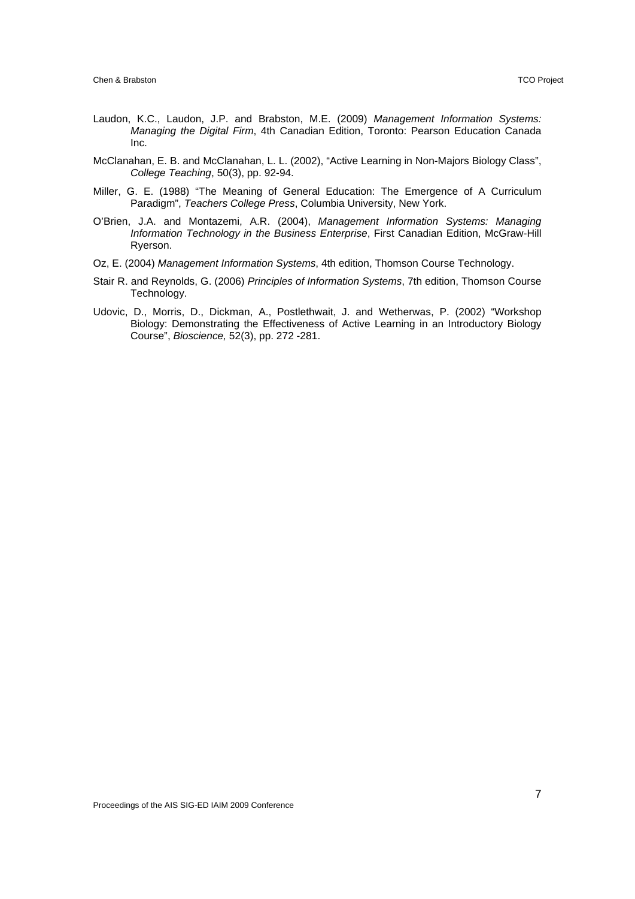Laudon, K.C., Laudon, J.P. and Brabston, M.E. (2009) *Management Information Systems: Managing the Digital Firm*, 4th Canadian Edition, Toronto: Pearson Education Canada Inc.

McClanahan, E. B. and McClanahan, L. L. (2002), "Active Learning in Non-Majors Biology Class", *College Teaching*, 50(3), pp. 92-94.

Miller, G. E. (1988) "The Meaning of General Education: The Emergence of A Curriculum Paradigm", *Teachers College Press*, Columbia University, New York.

O'Brien, J.A. and Montazemi, A.R. (2004), *Management Information Systems: Managing Information Technology in the Business Enterprise*, First Canadian Edition, McGraw-Hill Ryerson.

Oz, E. (2004) *Management Information Systems*, 4th edition, Thomson Course Technology.

Stair R. and Reynolds, G. (2006) *Principles of Information Systems*, 7th edition, Thomson Course Technology.

Udovic, D., Morris, D., Dickman, A., Postlethwait, J. and Wetherwas, P. (2002) "Workshop Biology: Demonstrating the Effectiveness of Active Learning in an Introductory Biology Course", *Bioscience,* 52(3), pp. 272 -281.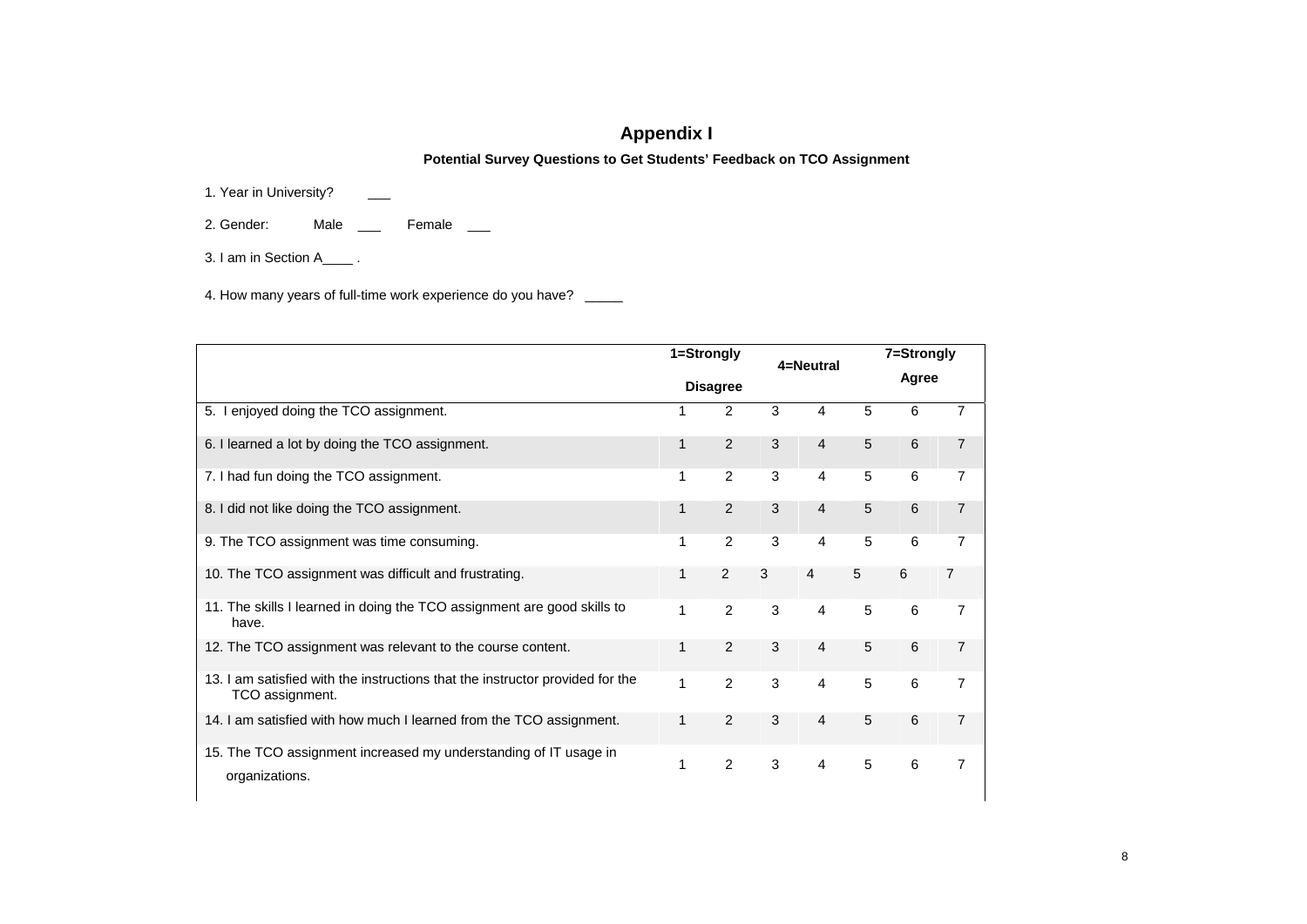# Appendix I

**Potential Survey Questions to Get Students' Feedback on TCO Assignment**

1. Year in University? \_\_\_

2. Gender: Male \_\_\_ Female \_\_\_

3. I am in Section A\_\_\_\_ .

4. How many years of full-time work experience do you have? \_\_\_\_\_

| | **1=Strongly Disagree** | | | **4=Neutral** | | **7=Strongly Agree** | |
|---|---|---|---|---|---|---|---|
| 5. I enjoyed doing the TCO assignment. | 1 | 2 | 3 | 4 | 5 | 6 | 7 |
| 6. I learned a lot by doing the TCO assignment. | 1 | 2 | 3 | 4 | 5 | 6 | 7 |
| 7. I had fun doing the TCO assignment. | 1 | 2 | 3 | 4 | 5 | 6 | 7 |
| 8. I did not like doing the TCO assignment. | 1 | 2 | 3 | 4 | 5 | 6 | 7 |
| 9. The TCO assignment was time consuming. | 1 | 2 | 3 | 4 | 5 | 6 | 7 |
| 10. The TCO assignment was difficult and frustrating. | 1 | 2 | 3 | 4 | 5 | 6 | 7 |
| 11. The skills I learned in doing the TCO assignment are good skills to have. | 1 | 2 | 3 | 4 | 5 | 6 | 7 |
| 12. The TCO assignment was relevant to the course content. | 1 | 2 | 3 | 4 | 5 | 6 | 7 |
| 13. I am satisfied with the instructions that the instructor provided for the TCO assignment. | 1 | 2 | 3 | 4 | 5 | 6 | 7 |
| 14. I am satisfied with how much I learned from the TCO assignment. | 1 | 2 | 3 | 4 | 5 | 6 | 7 |
| 15. The TCO assignment increased my understanding of IT usage in organizations. | 1 | 2 | 3 | 4 | 5 | 6 | 7 |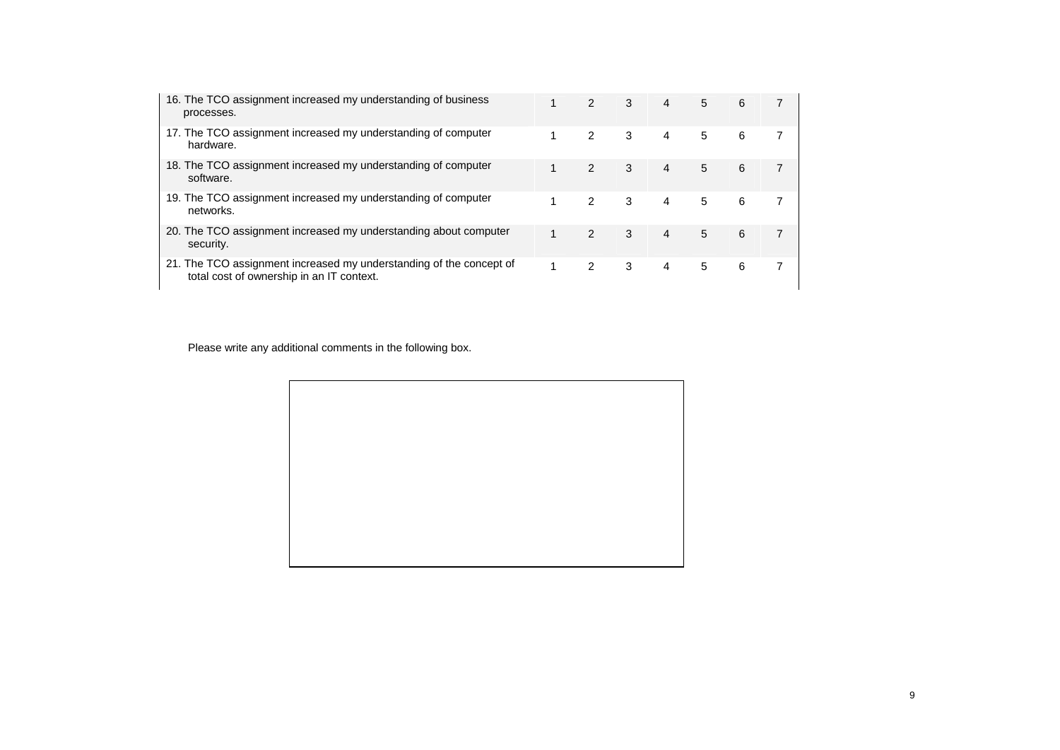| | | | | | | | |
|---|---|---|---|---|---|---|---|
| 16. The TCO assignment increased my understanding of business processes. | 1 | 2 | 3 | 4 | 5 | 6 | 7 |
| 17. The TCO assignment increased my understanding of computer hardware. | 1 | 2 | 3 | 4 | 5 | 6 | 7 |
| 18. The TCO assignment increased my understanding of computer software. | 1 | 2 | 3 | 4 | 5 | 6 | 7 |
| 19. The TCO assignment increased my understanding of computer networks. | 1 | 2 | 3 | 4 | 5 | 6 | 7 |
| 20. The TCO assignment increased my understanding about computer security. | 1 | 2 | 3 | 4 | 5 | 6 | 7 |
| 21. The TCO assignment increased my understanding of the concept of total cost of ownership in an IT context. | 1 | 2 | 3 | 4 | 5 | 6 | 7 |

Please write any additional comments in the following box.